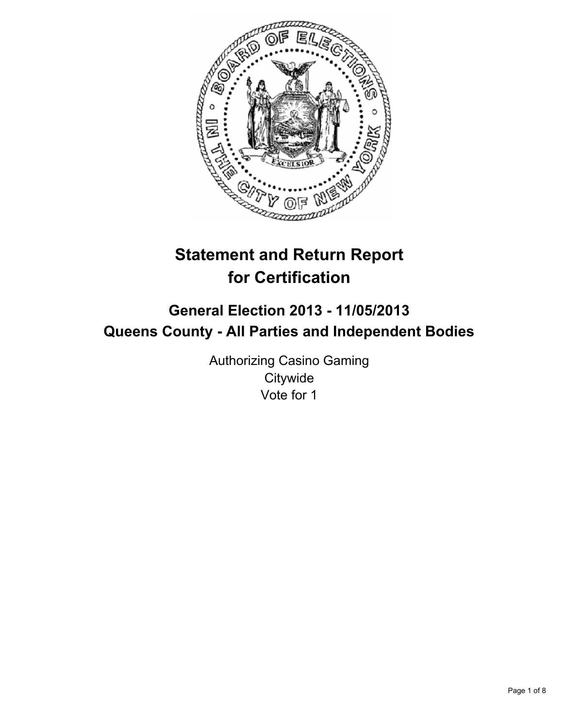# Statement and Return Report for Certification

## General Election 2013 - 11/05/2013
## Queens County - All Parties and Independent Bodies

Authorizing Casino Gaming
Citywide
Vote for 1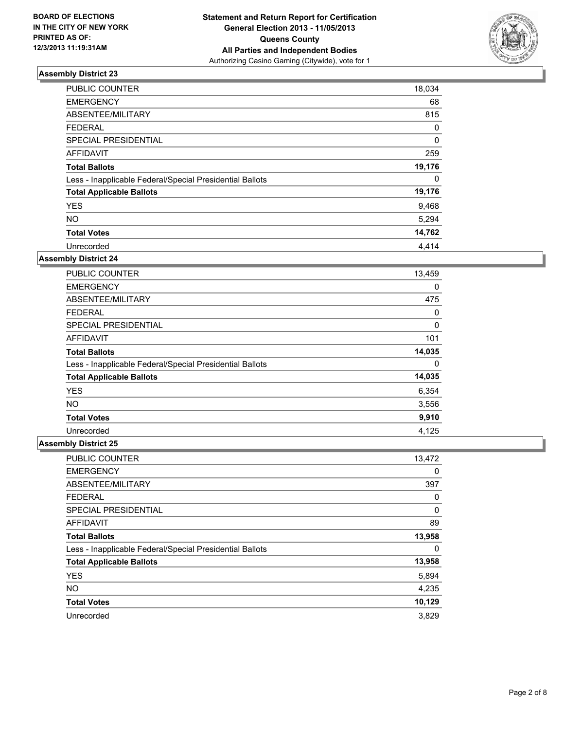**BOARD OF ELECTIONS IN THE CITY OF NEW YORK PRINTED AS OF: 12/3/2013 11:19:31AM**

**Statement and Return Report for Certification General Election 2013 - 11/05/2013 Queens County All Parties and Independent Bodies**
Authorizing Casino Gaming (Citywide), vote for 1

### Assembly District 23

| | |
|---|---|
| PUBLIC COUNTER | 18,034 |
| EMERGENCY | 68 |
| ABSENTEE/MILITARY | 815 |
| FEDERAL | 0 |
| SPECIAL PRESIDENTIAL | 0 |
| AFFIDAVIT | 259 |
| **Total Ballots** | **19,176** |
| Less - Inapplicable Federal/Special Presidential Ballots | 0 |
| **Total Applicable Ballots** | **19,176** |
| YES | 9,468 |
| NO | 5,294 |
| **Total Votes** | **14,762** |
| Unrecorded | 4,414 |

### Assembly District 24

| | |
|---|---|
| PUBLIC COUNTER | 13,459 |
| EMERGENCY | 0 |
| ABSENTEE/MILITARY | 475 |
| FEDERAL | 0 |
| SPECIAL PRESIDENTIAL | 0 |
| AFFIDAVIT | 101 |
| **Total Ballots** | **14,035** |
| Less - Inapplicable Federal/Special Presidential Ballots | 0 |
| **Total Applicable Ballots** | **14,035** |
| YES | 6,354 |
| NO | 3,556 |
| **Total Votes** | **9,910** |
| Unrecorded | 4,125 |

### Assembly District 25

| | |
|---|---|
| PUBLIC COUNTER | 13,472 |
| EMERGENCY | 0 |
| ABSENTEE/MILITARY | 397 |
| FEDERAL | 0 |
| SPECIAL PRESIDENTIAL | 0 |
| AFFIDAVIT | 89 |
| **Total Ballots** | **13,958** |
| Less - Inapplicable Federal/Special Presidential Ballots | 0 |
| **Total Applicable Ballots** | **13,958** |
| YES | 5,894 |
| NO | 4,235 |
| **Total Votes** | **10,129** |
| Unrecorded | 3,829 |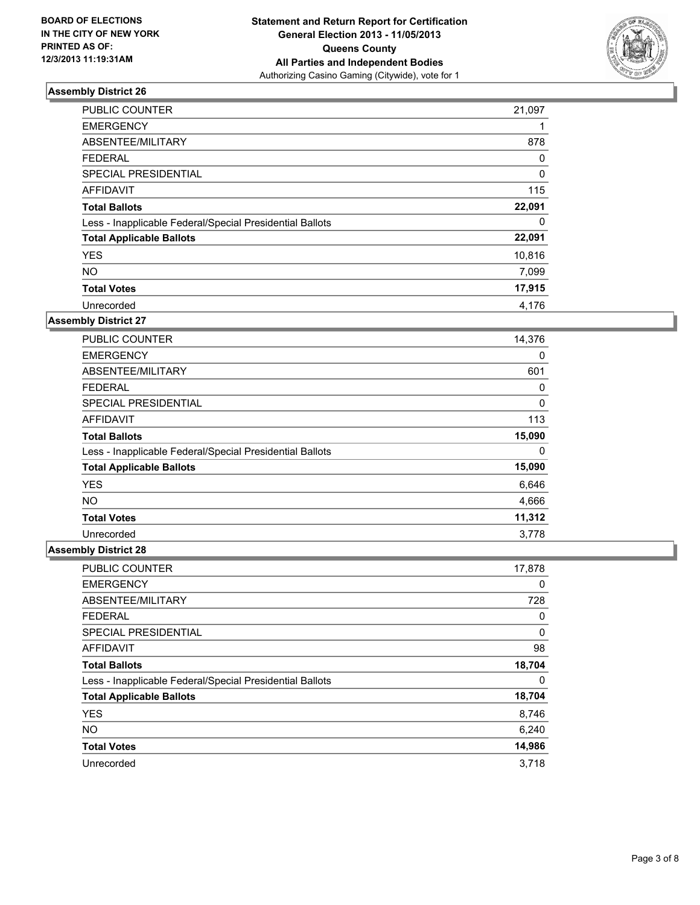BOARD OF ELECTIONS
IN THE CITY OF NEW YORK
PRINTED AS OF:
12/3/2013 11:19:31AM

**Statement and Return Report for Certification**
**General Election 2013 - 11/05/2013**
**Queens County**
**All Parties and Independent Bodies**
Authorizing Casino Gaming (Citywide), vote for 1

## Assembly District 26

| | |
|---|---|
| PUBLIC COUNTER | 21,097 |
| EMERGENCY | 1 |
| ABSENTEE/MILITARY | 878 |
| FEDERAL | 0 |
| SPECIAL PRESIDENTIAL | 0 |
| AFFIDAVIT | 115 |
| **Total Ballots** | **22,091** |
| Less - Inapplicable Federal/Special Presidential Ballots | 0 |
| **Total Applicable Ballots** | **22,091** |
| YES | 10,816 |
| NO | 7,099 |
| **Total Votes** | **17,915** |
| Unrecorded | 4,176 |

## Assembly District 27

| | |
|---|---|
| PUBLIC COUNTER | 14,376 |
| EMERGENCY | 0 |
| ABSENTEE/MILITARY | 601 |
| FEDERAL | 0 |
| SPECIAL PRESIDENTIAL | 0 |
| AFFIDAVIT | 113 |
| **Total Ballots** | **15,090** |
| Less - Inapplicable Federal/Special Presidential Ballots | 0 |
| **Total Applicable Ballots** | **15,090** |
| YES | 6,646 |
| NO | 4,666 |
| **Total Votes** | **11,312** |
| Unrecorded | 3,778 |

## Assembly District 28

| | |
|---|---|
| PUBLIC COUNTER | 17,878 |
| EMERGENCY | 0 |
| ABSENTEE/MILITARY | 728 |
| FEDERAL | 0 |
| SPECIAL PRESIDENTIAL | 0 |
| AFFIDAVIT | 98 |
| **Total Ballots** | **18,704** |
| Less - Inapplicable Federal/Special Presidential Ballots | 0 |
| **Total Applicable Ballots** | **18,704** |
| YES | 8,746 |
| NO | 6,240 |
| **Total Votes** | **14,986** |
| Unrecorded | 3,718 |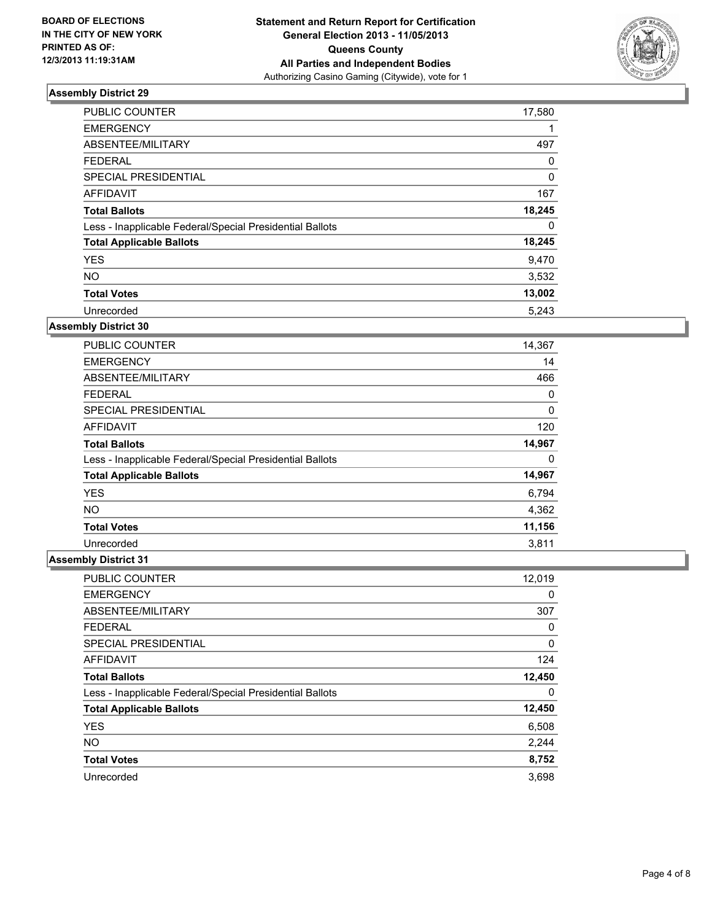BOARD OF ELECTIONS
IN THE CITY OF NEW YORK
PRINTED AS OF:
12/3/2013 11:19:31AM

**Statement and Return Report for Certification**
**General Election 2013 - 11/05/2013**
**Queens County**
**All Parties and Independent Bodies**
Authorizing Casino Gaming (Citywide), vote for 1

### Assembly District 29

| | |
|---|---|
| PUBLIC COUNTER | 17,580 |
| EMERGENCY | 1 |
| ABSENTEE/MILITARY | 497 |
| FEDERAL | 0 |
| SPECIAL PRESIDENTIAL | 0 |
| AFFIDAVIT | 167 |
| **Total Ballots** | **18,245** |
| Less - Inapplicable Federal/Special Presidential Ballots | 0 |
| **Total Applicable Ballots** | **18,245** |
| YES | 9,470 |
| NO | 3,532 |
| **Total Votes** | **13,002** |
| Unrecorded | 5,243 |

### Assembly District 30

| | |
|---|---|
| PUBLIC COUNTER | 14,367 |
| EMERGENCY | 14 |
| ABSENTEE/MILITARY | 466 |
| FEDERAL | 0 |
| SPECIAL PRESIDENTIAL | 0 |
| AFFIDAVIT | 120 |
| **Total Ballots** | **14,967** |
| Less - Inapplicable Federal/Special Presidential Ballots | 0 |
| **Total Applicable Ballots** | **14,967** |
| YES | 6,794 |
| NO | 4,362 |
| **Total Votes** | **11,156** |
| Unrecorded | 3,811 |

### Assembly District 31

| | |
|---|---|
| PUBLIC COUNTER | 12,019 |
| EMERGENCY | 0 |
| ABSENTEE/MILITARY | 307 |
| FEDERAL | 0 |
| SPECIAL PRESIDENTIAL | 0 |
| AFFIDAVIT | 124 |
| **Total Ballots** | **12,450** |
| Less - Inapplicable Federal/Special Presidential Ballots | 0 |
| **Total Applicable Ballots** | **12,450** |
| YES | 6,508 |
| NO | 2,244 |
| **Total Votes** | **8,752** |
| Unrecorded | 3,698 |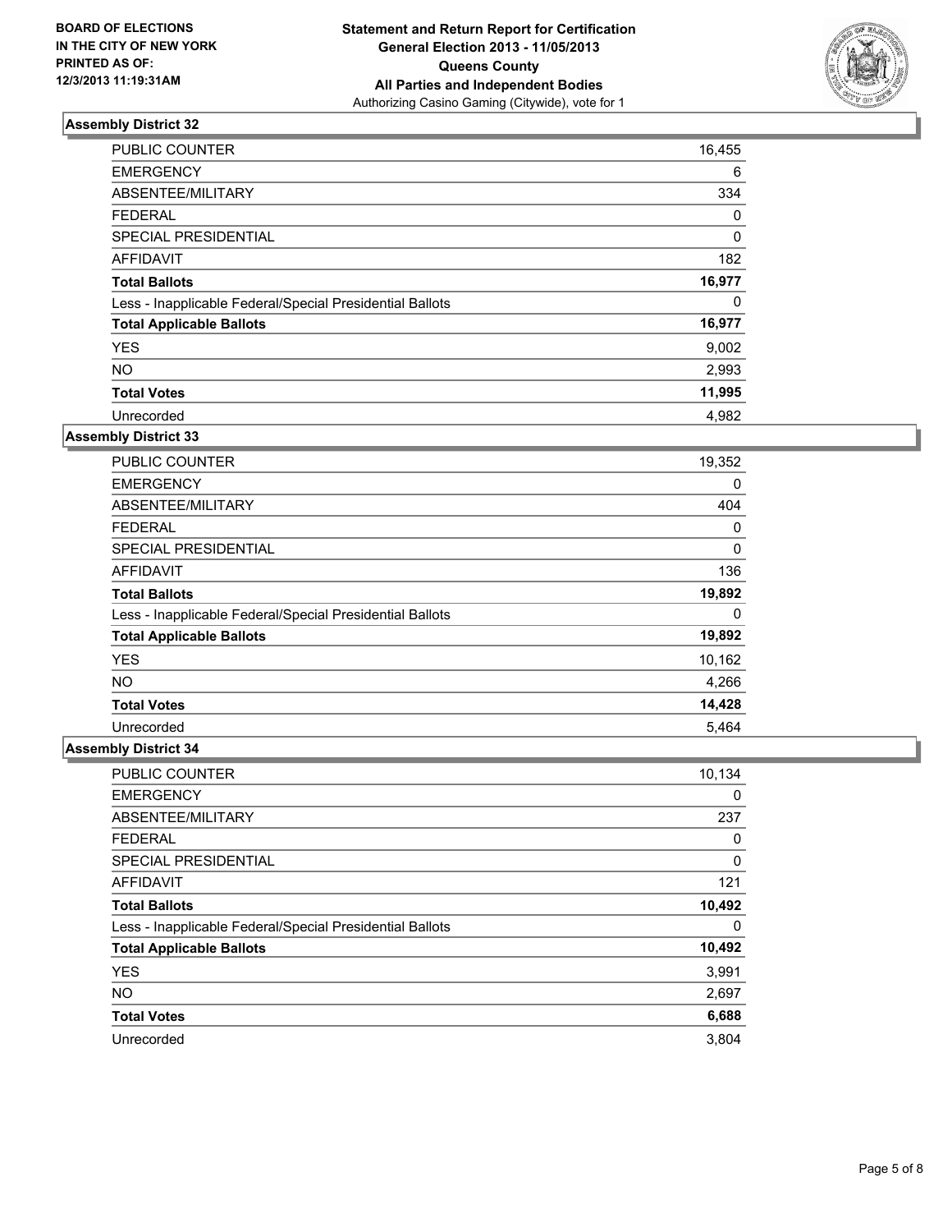**BOARD OF ELECTIONS**
**IN THE CITY OF NEW YORK**
**PRINTED AS OF:**
**12/3/2013 11:19:31AM**

**Statement and Return Report for Certification**
**General Election 2013 - 11/05/2013**
**Queens County**
**All Parties and Independent Bodies**
Authorizing Casino Gaming (Citywide), vote for 1

### Assembly District 32

| | |
|---|---|
| PUBLIC COUNTER | 16,455 |
| EMERGENCY | 6 |
| ABSENTEE/MILITARY | 334 |
| FEDERAL | 0 |
| SPECIAL PRESIDENTIAL | 0 |
| AFFIDAVIT | 182 |
| **Total Ballots** | **16,977** |
| Less - Inapplicable Federal/Special Presidential Ballots | 0 |
| **Total Applicable Ballots** | **16,977** |
| YES | 9,002 |
| NO | 2,993 |
| **Total Votes** | **11,995** |
| Unrecorded | 4,982 |

### Assembly District 33

| | |
|---|---|
| PUBLIC COUNTER | 19,352 |
| EMERGENCY | 0 |
| ABSENTEE/MILITARY | 404 |
| FEDERAL | 0 |
| SPECIAL PRESIDENTIAL | 0 |
| AFFIDAVIT | 136 |
| **Total Ballots** | **19,892** |
| Less - Inapplicable Federal/Special Presidential Ballots | 0 |
| **Total Applicable Ballots** | **19,892** |
| YES | 10,162 |
| NO | 4,266 |
| **Total Votes** | **14,428** |
| Unrecorded | 5,464 |

### Assembly District 34

| | |
|---|---|
| PUBLIC COUNTER | 10,134 |
| EMERGENCY | 0 |
| ABSENTEE/MILITARY | 237 |
| FEDERAL | 0 |
| SPECIAL PRESIDENTIAL | 0 |
| AFFIDAVIT | 121 |
| **Total Ballots** | **10,492** |
| Less - Inapplicable Federal/Special Presidential Ballots | 0 |
| **Total Applicable Ballots** | **10,492** |
| YES | 3,991 |
| NO | 2,697 |
| **Total Votes** | **6,688** |
| Unrecorded | 3,804 |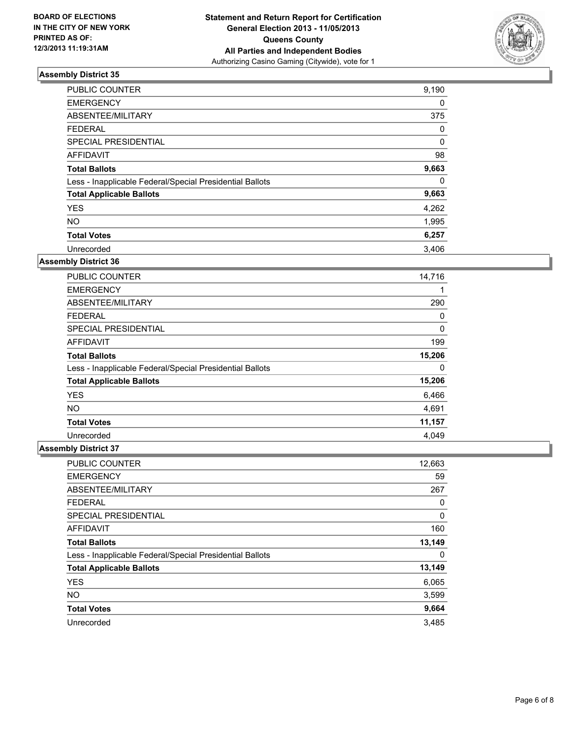BOARD OF ELECTIONS
IN THE CITY OF NEW YORK
PRINTED AS OF:
12/3/2013 11:19:31AM

**Statement and Return Report for Certification**
**General Election 2013 - 11/05/2013**
**Queens County**
**All Parties and Independent Bodies**
Authorizing Casino Gaming (Citywide), vote for 1

### Assembly District 35

| | |
|---|---|
| PUBLIC COUNTER | 9,190 |
| EMERGENCY | 0 |
| ABSENTEE/MILITARY | 375 |
| FEDERAL | 0 |
| SPECIAL PRESIDENTIAL | 0 |
| AFFIDAVIT | 98 |
| **Total Ballots** | **9,663** |
| Less - Inapplicable Federal/Special Presidential Ballots | 0 |
| **Total Applicable Ballots** | **9,663** |
| YES | 4,262 |
| NO | 1,995 |
| **Total Votes** | **6,257** |
| Unrecorded | 3,406 |

### Assembly District 36

| | |
|---|---|
| PUBLIC COUNTER | 14,716 |
| EMERGENCY | 1 |
| ABSENTEE/MILITARY | 290 |
| FEDERAL | 0 |
| SPECIAL PRESIDENTIAL | 0 |
| AFFIDAVIT | 199 |
| **Total Ballots** | **15,206** |
| Less - Inapplicable Federal/Special Presidential Ballots | 0 |
| **Total Applicable Ballots** | **15,206** |
| YES | 6,466 |
| NO | 4,691 |
| **Total Votes** | **11,157** |
| Unrecorded | 4,049 |

### Assembly District 37

| | |
|---|---|
| PUBLIC COUNTER | 12,663 |
| EMERGENCY | 59 |
| ABSENTEE/MILITARY | 267 |
| FEDERAL | 0 |
| SPECIAL PRESIDENTIAL | 0 |
| AFFIDAVIT | 160 |
| **Total Ballots** | **13,149** |
| Less - Inapplicable Federal/Special Presidential Ballots | 0 |
| **Total Applicable Ballots** | **13,149** |
| YES | 6,065 |
| NO | 3,599 |
| **Total Votes** | **9,664** |
| Unrecorded | 3,485 |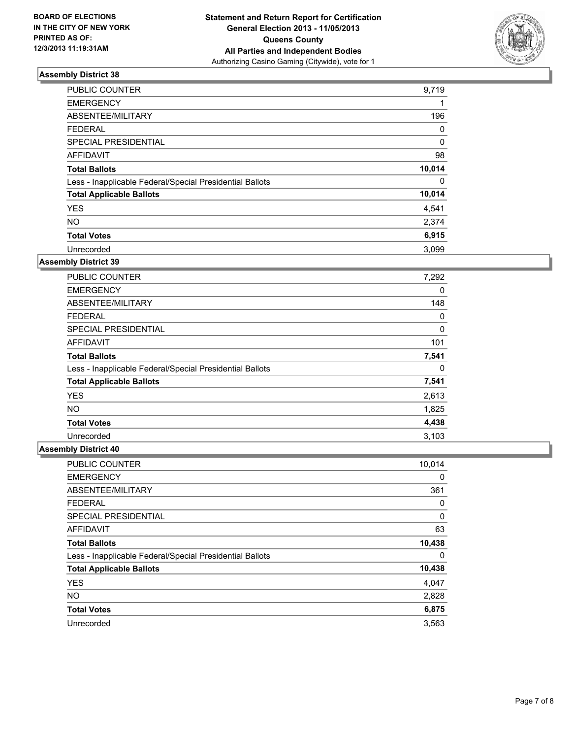**BOARD OF ELECTIONS IN THE CITY OF NEW YORK PRINTED AS OF: 12/3/2013 11:19:31AM**

**Statement and Return Report for Certification General Election 2013 - 11/05/2013 Queens County All Parties and Independent Bodies**

Authorizing Casino Gaming (Citywide), vote for 1

### Assembly District 38

| | |
|---|---|
| PUBLIC COUNTER | 9,719 |
| EMERGENCY | 1 |
| ABSENTEE/MILITARY | 196 |
| FEDERAL | 0 |
| SPECIAL PRESIDENTIAL | 0 |
| AFFIDAVIT | 98 |
| **Total Ballots** | **10,014** |
| Less - Inapplicable Federal/Special Presidential Ballots | 0 |
| **Total Applicable Ballots** | **10,014** |
| YES | 4,541 |
| NO | 2,374 |
| **Total Votes** | **6,915** |
| Unrecorded | 3,099 |

### Assembly District 39

| | |
|---|---|
| PUBLIC COUNTER | 7,292 |
| EMERGENCY | 0 |
| ABSENTEE/MILITARY | 148 |
| FEDERAL | 0 |
| SPECIAL PRESIDENTIAL | 0 |
| AFFIDAVIT | 101 |
| **Total Ballots** | **7,541** |
| Less - Inapplicable Federal/Special Presidential Ballots | 0 |
| **Total Applicable Ballots** | **7,541** |
| YES | 2,613 |
| NO | 1,825 |
| **Total Votes** | **4,438** |
| Unrecorded | 3,103 |

### Assembly District 40

| | |
|---|---|
| PUBLIC COUNTER | 10,014 |
| EMERGENCY | 0 |
| ABSENTEE/MILITARY | 361 |
| FEDERAL | 0 |
| SPECIAL PRESIDENTIAL | 0 |
| AFFIDAVIT | 63 |
| **Total Ballots** | **10,438** |
| Less - Inapplicable Federal/Special Presidential Ballots | 0 |
| **Total Applicable Ballots** | **10,438** |
| YES | 4,047 |
| NO | 2,828 |
| **Total Votes** | **6,875** |
| Unrecorded | 3,563 |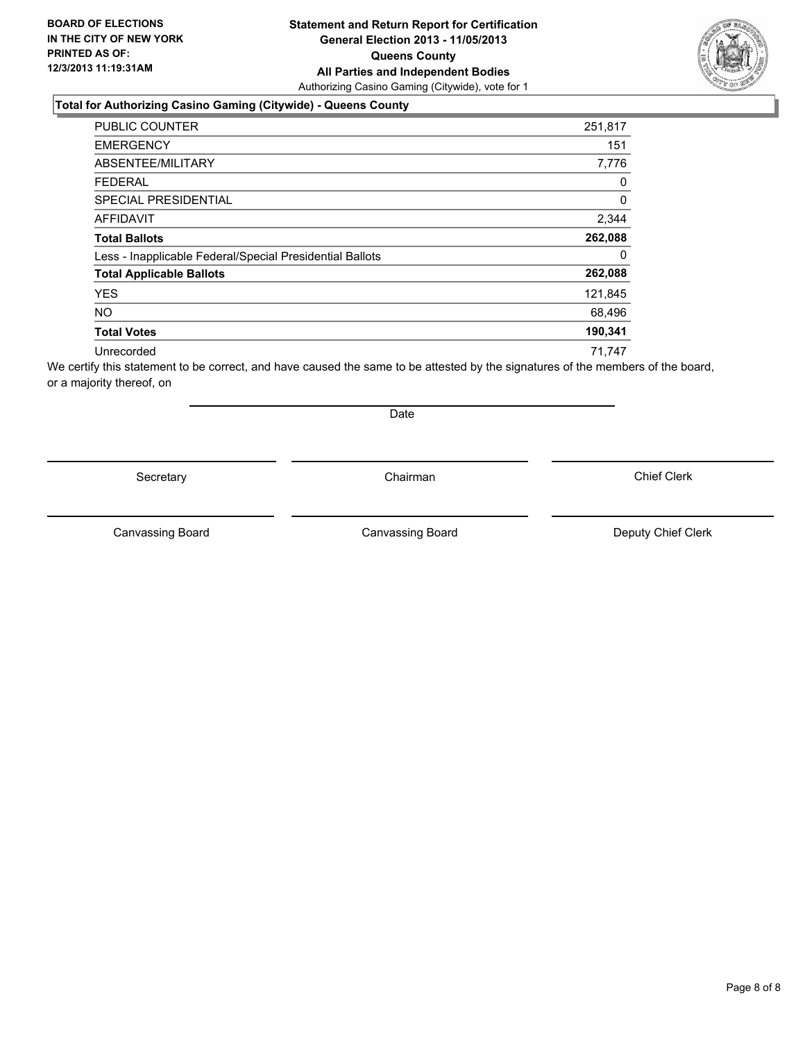**BOARD OF ELECTIONS IN THE CITY OF NEW YORK PRINTED AS OF: 12/3/2013 11:19:31AM**

**Statement and Return Report for Certification**
**General Election 2013 - 11/05/2013**
**Queens County**
**All Parties and Independent Bodies**
Authorizing Casino Gaming (Citywide), vote for 1

### Total for Authorizing Casino Gaming (Citywide) - Queens County

| | |
|---|---|
| PUBLIC COUNTER | 251,817 |
| EMERGENCY | 151 |
| ABSENTEE/MILITARY | 7,776 |
| FEDERAL | 0 |
| SPECIAL PRESIDENTIAL | 0 |
| AFFIDAVIT | 2,344 |
| **Total Ballots** | **262,088** |
| Less - Inapplicable Federal/Special Presidential Ballots | 0 |
| **Total Applicable Ballots** | **262,088** |
| YES | 121,845 |
| NO | 68,496 |
| **Total Votes** | **190,341** |
| Unrecorded | 71,747 |

We certify this statement to be correct, and have caused the same to be attested by the signatures of the members of the board, or a majority thereof, on

Date

Secretary

Chairman

Chief Clerk

Canvassing Board

Canvassing Board

Deputy Chief Clerk